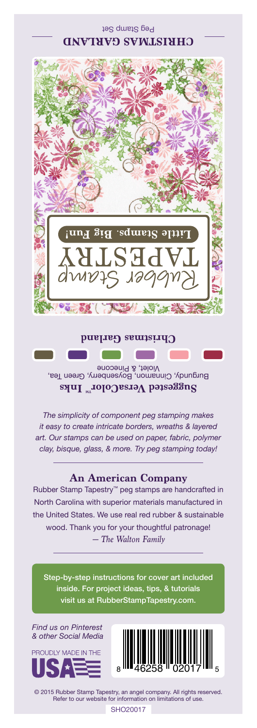# CHRISTMAS GARLAND

Peg Stamp Set

Rubber Stamp TAPESTRY

Little Stamps. Big Fun!

**Christmas Garland**

**Suggested VersaColor™ Inks**

Burgundy, Cinnamon, Boysenberry, Green Tea, Violet, & Pinecone

*The simplicity of component peg stamping makes it easy to create intricate borders, wreaths & layered art. Our stamps can be used on paper, fabric, polymer clay, bisque, glass, & more. Try peg stamping today!*

## An American Company

Rubber Stamp Tapestry™ peg stamps are handcrafted in North Carolina with superior materials manufactured in the United States. We use real red rubber & sustainable wood. Thank you for your thoughtful patronage!

*— The Walton Family*

Step-by-step instructions for cover art included inside. For project ideas, tips, & tutorials visit us at RubberStampTapestry.com.

*Find us on Pinterest & other Social Media*

PROUDLY MADE IN THE USA

8 46258 02017 5

© 2015 Rubber Stamp Tapestry, an angel company. All rights reserved. Refer to our website for information on limitations of use.

SHO20017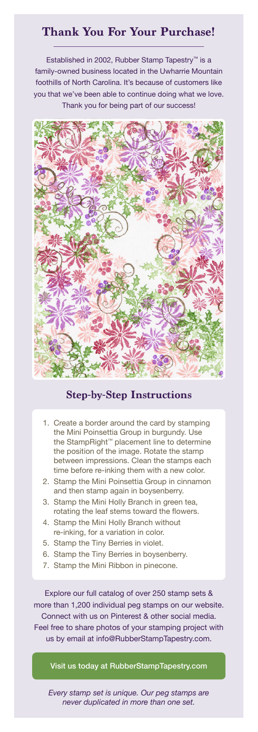## Thank You For Your Purchase!

Established in 2002, Rubber Stamp Tapestry™ is a family-owned business located in the Uwharrie Mountain foothills of North Carolina. It's because of customers like you that we've been able to continue doing what we love. Thank you for being part of our success!

## Step-by-Step Instructions

1. Create a border around the card by stamping the Mini Poinsettia Group in burgundy. Use the StampRight™ placement line to determine the position of the image. Rotate the stamp between impressions. Clean the stamps each time before re-inking them with a new color.
2. Stamp the Mini Poinsettia Group in cinnamon and then stamp again in boysenberry.
3. Stamp the Mini Holly Branch in green tea, rotating the leaf stems toward the flowers.
4. Stamp the Mini Holly Branch without re-inking, for a variation in color.
5. Stamp the Tiny Berries in violet.
6. Stamp the Tiny Berries in boysenberry.
7. Stamp the Mini Ribbon in pinecone.

Explore our full catalog of over 250 stamp sets & more than 1,200 individual peg stamps on our website. Connect with us on Pinterest & other social media. Feel free to share photos of your stamping project with us by email at info@RubberStampTapestry.com.

**Visit us today at RubberStampTapestry.com**

*Every stamp set is unique. Our peg stamps are never duplicated in more than one set.*